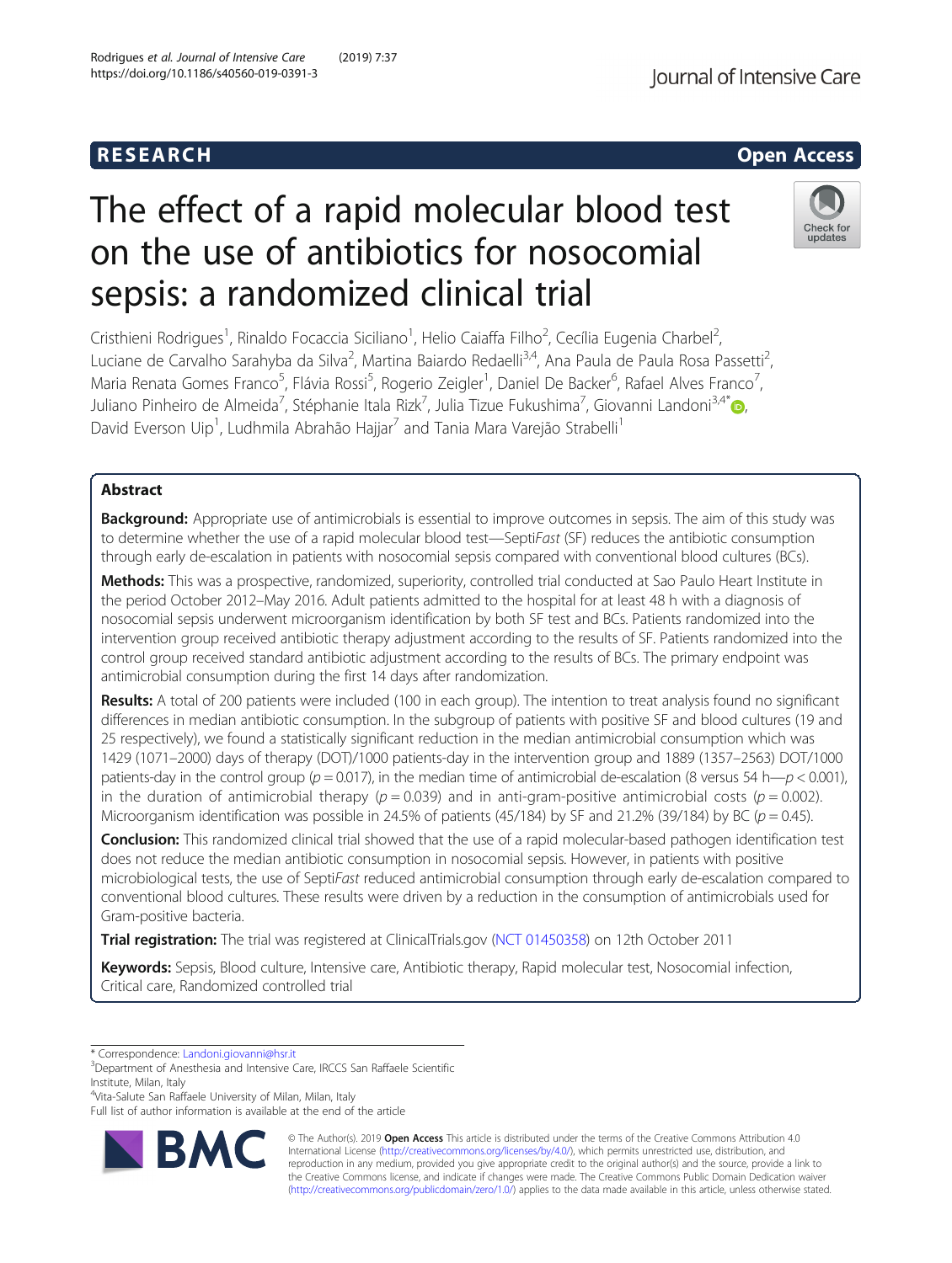RESEARCH Open Access

# The effect of a rapid molecular blood test on the use of antibiotics for nosocomial sepsis: a randomized clinical trial

Cristhieni Rodrigues[1], Rinaldo Focaccia Siciliano[1], Helio Caiaffa Filho[2], Cecília Eugenia Charbel[2], Luciane de Carvalho Sarahyba da Silva[2], Martina Baiardo Redaelli[3,4], Ana Paula de Paula Rosa Passetti[2], Maria Renata Gomes Franco[5], Flávia Rossi[5], Rogerio Zeigler[1], Daniel De Backer[6], Rafael Alves Franco[7], Juliano Pinheiro de Almeida[7], Stéphanie Itala Rizk[7], Julia Tizue Fukushima[7], Giovanni Landoni[3,4*], David Everson Uip[1], Ludhmila Abrahão Hajjar[7] and Tania Mara Varejão Strabelli[1]

## Abstract

**Background:** Appropriate use of antimicrobials is essential to improve outcomes in sepsis. The aim of this study was to determine whether the use of a rapid molecular blood test—Septi*Fast* (SF) reduces the antibiotic consumption through early de-escalation in patients with nosocomial sepsis compared with conventional blood cultures (BCs).

**Methods:** This was a prospective, randomized, superiority, controlled trial conducted at Sao Paulo Heart Institute in the period October 2012–May 2016. Adult patients admitted to the hospital for at least 48 h with a diagnosis of nosocomial sepsis underwent microorganism identification by both SF test and BCs. Patients randomized into the intervention group received antibiotic therapy adjustment according to the results of SF. Patients randomized into the control group received standard antibiotic adjustment according to the results of BCs. The primary endpoint was antimicrobial consumption during the first 14 days after randomization.

**Results:** A total of 200 patients were included (100 in each group). The intention to treat analysis found no significant differences in median antibiotic consumption. In the subgroup of patients with positive SF and blood cultures (19 and 25 respectively), we found a statistically significant reduction in the median antimicrobial consumption which was 1429 (1071–2000) days of therapy (DOT)/1000 patients-day in the intervention group and 1889 (1357–2563) DOT/1000 patients-day in the control group ($p = 0.017$), in the median time of antimicrobial de-escalation (8 versus 54 h—$p < 0.001$), in the duration of antimicrobial therapy ($p = 0.039$) and in anti-gram-positive antimicrobial costs ($p = 0.002$). Microorganism identification was possible in 24.5% of patients (45/184) by SF and 21.2% (39/184) by BC ($p = 0.45$).

**Conclusion:** This randomized clinical trial showed that the use of a rapid molecular-based pathogen identification test does not reduce the median antibiotic consumption in nosocomial sepsis. However, in patients with positive microbiological tests, the use of Septi*Fast* reduced antimicrobial consumption through early de-escalation compared to conventional blood cultures. These results were driven by a reduction in the consumption of antimicrobials used for Gram-positive bacteria.

**Trial registration:** The trial was registered at ClinicalTrials.gov (NCT 01450358) on 12th October 2011

**Keywords:** Sepsis, Blood culture, Intensive care, Antibiotic therapy, Rapid molecular test, Nosocomial infection, Critical care, Randomized controlled trial

\* Correspondence: Landoni.giovanni@hsr.it
[3]Department of Anesthesia and Intensive Care, IRCCS San Raffaele Scientific Institute, Milan, Italy
[4]Vita-Salute San Raffaele University of Milan, Milan, Italy
Full list of author information is available at the end of the article

© The Author(s). 2019 **Open Access** This article is distributed under the terms of the Creative Commons Attribution 4.0 International License (http://creativecommons.org/licenses/by/4.0/), which permits unrestricted use, distribution, and reproduction in any medium, provided you give appropriate credit to the original author(s) and the source, provide a link to the Creative Commons license, and indicate if changes were made. The Creative Commons Public Domain Dedication waiver (http://creativecommons.org/publicdomain/zero/1.0/) applies to the data made available in this article, unless otherwise stated.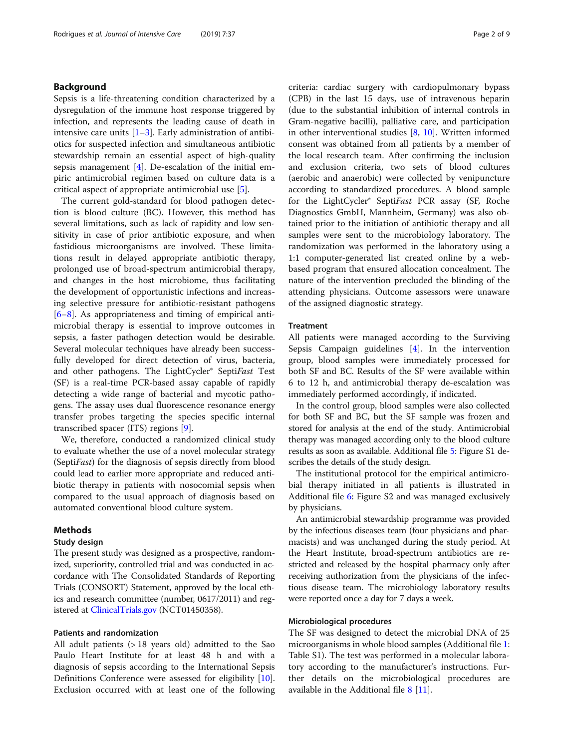## Background

Sepsis is a life-threatening condition characterized by a dysregulation of the immune host response triggered by infection, and represents the leading cause of death in intensive care units [1–3]. Early administration of antibiotics for suspected infection and simultaneous antibiotic stewardship remain an essential aspect of high-quality sepsis management [4]. De-escalation of the initial empiric antimicrobial regimen based on culture data is a critical aspect of appropriate antimicrobial use [5].

The current gold-standard for blood pathogen detection is blood culture (BC). However, this method has several limitations, such as lack of rapidity and low sensitivity in case of prior antibiotic exposure, and when fastidious microorganisms are involved. These limitations result in delayed appropriate antibiotic therapy, prolonged use of broad-spectrum antimicrobial therapy, and changes in the host microbiome, thus facilitating the development of opportunistic infections and increasing selective pressure for antibiotic-resistant pathogens [6–8]. As appropriateness and timing of empirical antimicrobial therapy is essential to improve outcomes in sepsis, a faster pathogen detection would be desirable. Several molecular techniques have already been successfully developed for direct detection of virus, bacteria, and other pathogens. The LightCycler® Septi*Fast* Test (SF) is a real-time PCR-based assay capable of rapidly detecting a wide range of bacterial and mycotic pathogens. The assay uses dual fluorescence resonance energy transfer probes targeting the species specific internal transcribed spacer (ITS) regions [9].

We, therefore, conducted a randomized clinical study to evaluate whether the use of a novel molecular strategy (Septi*Fast*) for the diagnosis of sepsis directly from blood could lead to earlier more appropriate and reduced antibiotic therapy in patients with nosocomial sepsis when compared to the usual approach of diagnosis based on automated conventional blood culture system.

## Methods

### Study design

The present study was designed as a prospective, randomized, superiority, controlled trial and was conducted in accordance with The Consolidated Standards of Reporting Trials (CONSORT) Statement, approved by the local ethics and research committee (number, 0617/2011) and registered at ClinicalTrials.gov (NCT01450358).

### Patients and randomization

All adult patients (> 18 years old) admitted to the Sao Paulo Heart Institute for at least 48 h and with a diagnosis of sepsis according to the International Sepsis Definitions Conference were assessed for eligibility [10]. Exclusion occurred with at least one of the following criteria: cardiac surgery with cardiopulmonary bypass (CPB) in the last 15 days, use of intravenous heparin (due to the substantial inhibition of internal controls in Gram-negative bacilli), palliative care, and participation in other interventional studies [8, 10]. Written informed consent was obtained from all patients by a member of the local research team. After confirming the inclusion and exclusion criteria, two sets of blood cultures (aerobic and anaerobic) were collected by venipuncture according to standardized procedures. A blood sample for the LightCycler® Septi*Fast* PCR assay (SF, Roche Diagnostics GmbH, Mannheim, Germany) was also obtained prior to the initiation of antibiotic therapy and all samples were sent to the microbiology laboratory. The randomization was performed in the laboratory using a 1:1 computer-generated list created online by a web-based program that ensured allocation concealment. The nature of the intervention precluded the blinding of the attending physicians. Outcome assessors were unaware of the assigned diagnostic strategy.

### Treatment

All patients were managed according to the Surviving Sepsis Campaign guidelines [4]. In the intervention group, blood samples were immediately processed for both SF and BC. Results of the SF were available within 6 to 12 h, and antimicrobial therapy de-escalation was immediately performed accordingly, if indicated.

In the control group, blood samples were also collected for both SF and BC, but the SF sample was frozen and stored for analysis at the end of the study. Antimicrobial therapy was managed according only to the blood culture results as soon as available. Additional file 5: Figure S1 describes the details of the study design.

The institutional protocol for the empirical antimicrobial therapy initiated in all patients is illustrated in Additional file 6: Figure S2 and was managed exclusively by physicians.

An antimicrobial stewardship programme was provided by the infectious diseases team (four physicians and pharmacists) and was unchanged during the study period. At the Heart Institute, broad-spectrum antibiotics are restricted and released by the hospital pharmacy only after receiving authorization from the physicians of the infectious disease team. The microbiology laboratory results were reported once a day for 7 days a week.

### Microbiological procedures

The SF was designed to detect the microbial DNA of 25 microorganisms in whole blood samples (Additional file 1: Table S1). The test was performed in a molecular laboratory according to the manufacturer's instructions. Further details on the microbiological procedures are available in the Additional file 8 [11].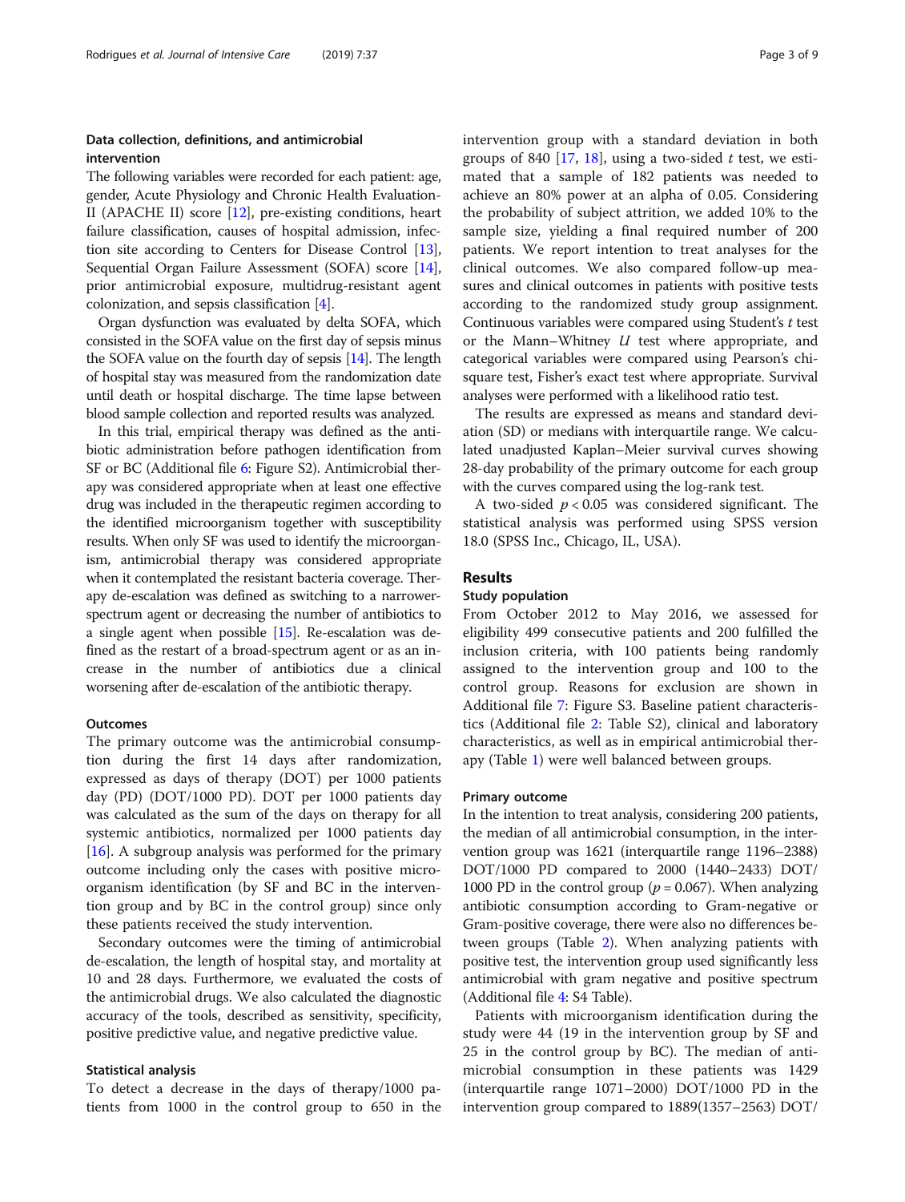### Data collection, definitions, and antimicrobial intervention

The following variables were recorded for each patient: age, gender, Acute Physiology and Chronic Health Evaluation-II (APACHE II) score [12], pre-existing conditions, heart failure classification, causes of hospital admission, infection site according to Centers for Disease Control [13], Sequential Organ Failure Assessment (SOFA) score [14], prior antimicrobial exposure, multidrug-resistant agent colonization, and sepsis classification [4].

Organ dysfunction was evaluated by delta SOFA, which consisted in the SOFA value on the first day of sepsis minus the SOFA value on the fourth day of sepsis [14]. The length of hospital stay was measured from the randomization date until death or hospital discharge. The time lapse between blood sample collection and reported results was analyzed.

In this trial, empirical therapy was defined as the antibiotic administration before pathogen identification from SF or BC (Additional file 6: Figure S2). Antimicrobial therapy was considered appropriate when at least one effective drug was included in the therapeutic regimen according to the identified microorganism together with susceptibility results. When only SF was used to identify the microorganism, antimicrobial therapy was considered appropriate when it contemplated the resistant bacteria coverage. Therapy de-escalation was defined as switching to a narrower-spectrum agent or decreasing the number of antibiotics to a single agent when possible [15]. Re-escalation was defined as the restart of a broad-spectrum agent or as an increase in the number of antibiotics due a clinical worsening after de-escalation of the antibiotic therapy.

### Outcomes

The primary outcome was the antimicrobial consumption during the first 14 days after randomization, expressed as days of therapy (DOT) per 1000 patients day (PD) (DOT/1000 PD). DOT per 1000 patients day was calculated as the sum of the days on therapy for all systemic antibiotics, normalized per 1000 patients day [16]. A subgroup analysis was performed for the primary outcome including only the cases with positive microorganism identification (by SF and BC in the intervention group and by BC in the control group) since only these patients received the study intervention.

Secondary outcomes were the timing of antimicrobial de-escalation, the length of hospital stay, and mortality at 10 and 28 days. Furthermore, we evaluated the costs of the antimicrobial drugs. We also calculated the diagnostic accuracy of the tools, described as sensitivity, specificity, positive predictive value, and negative predictive value.

### Statistical analysis

To detect a decrease in the days of therapy/1000 patients from 1000 in the control group to 650 in the intervention group with a standard deviation in both groups of 840 [17, 18], using a two-sided *t* test, we estimated that a sample of 182 patients was needed to achieve an 80% power at an alpha of 0.05. Considering the probability of subject attrition, we added 10% to the sample size, yielding a final required number of 200 patients. We report intention to treat analyses for the clinical outcomes. We also compared follow-up measures and clinical outcomes in patients with positive tests according to the randomized study group assignment. Continuous variables were compared using Student's *t* test or the Mann–Whitney *U* test where appropriate, and categorical variables were compared using Pearson's chi-square test, Fisher's exact test where appropriate. Survival analyses were performed with a likelihood ratio test.

The results are expressed as means and standard deviation (SD) or medians with interquartile range. We calculated unadjusted Kaplan–Meier survival curves showing 28-day probability of the primary outcome for each group with the curves compared using the log-rank test.

A two-sided $p < 0.05$ was considered significant. The statistical analysis was performed using SPSS version 18.0 (SPSS Inc., Chicago, IL, USA).

## Results

### Study population

From October 2012 to May 2016, we assessed for eligibility 499 consecutive patients and 200 fulfilled the inclusion criteria, with 100 patients being randomly assigned to the intervention group and 100 to the control group. Reasons for exclusion are shown in Additional file 7: Figure S3. Baseline patient characteristics (Additional file 2: Table S2), clinical and laboratory characteristics, as well as in empirical antimicrobial therapy (Table 1) were well balanced between groups.

### Primary outcome

In the intention to treat analysis, considering 200 patients, the median of all antimicrobial consumption, in the intervention group was 1621 (interquartile range 1196–2388) DOT/1000 PD compared to 2000 (1440–2433) DOT/1000 PD in the control group ($p = 0.067$). When analyzing antibiotic consumption according to Gram-negative or Gram-positive coverage, there were also no differences between groups (Table 2). When analyzing patients with positive test, the intervention group used significantly less antimicrobial with gram negative and positive spectrum (Additional file 4: S4 Table).

Patients with microorganism identification during the study were 44 (19 in the intervention group by SF and 25 in the control group by BC). The median of antimicrobial consumption in these patients was 1429 (interquartile range 1071–2000) DOT/1000 PD in the intervention group compared to 1889(1357–2563) DOT/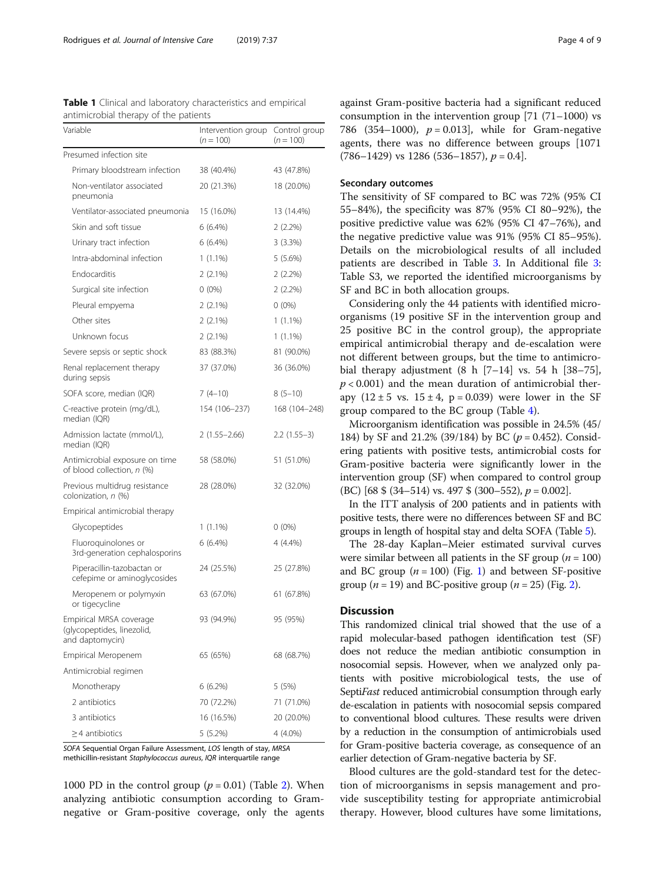**Table 1** Clinical and laboratory characteristics and empirical antimicrobial therapy of the patients

| Variable | Intervention group (n = 100) | Control group (n = 100) |
|---|---|---|
| Presumed infection site | | |
| Primary bloodstream infection | 38 (40.4%) | 43 (47.8%) |
| Non-ventilator associated pneumonia | 20 (21.3%) | 18 (20.0%) |
| Ventilator-associated pneumonia | 15 (16.0%) | 13 (14.4%) |
| Skin and soft tissue | 6 (6.4%) | 2 (2.2%) |
| Urinary tract infection | 6 (6.4%) | 3 (3.3%) |
| Intra-abdominal infection | 1 (1.1%) | 5 (5.6%) |
| Endocarditis | 2 (2.1%) | 2 (2.2%) |
| Surgical site infection | 0 (0%) | 2 (2.2%) |
| Pleural empyema | 2 (2.1%) | 0 (0%) |
| Other sites | 2 (2.1%) | 1 (1.1%) |
| Unknown focus | 2 (2.1%) | 1 (1.1%) |
| Severe sepsis or septic shock | 83 (88.3%) | 81 (90.0%) |
| Renal replacement therapy during sepsis | 37 (37.0%) | 36 (36.0%) |
| SOFA score, median (IQR) | 7 (4–10) | 8 (5–10) |
| C-reactive protein (mg/dL), median (IQR) | 154 (106–237) | 168 (104–248) |
| Admission lactate (mmol/L), median (IQR) | 2 (1.55–2.66) | 2.2 (1.55–3) |
| Antimicrobial exposure on time of blood collection, n (%) | 58 (58.0%) | 51 (51.0%) |
| Previous multidrug resistance colonization, n (%) | 28 (28.0%) | 32 (32.0%) |
| Empirical antimicrobial therapy | | |
| Glycopeptides | 1 (1.1%) | 0 (0%) |
| Fluoroquinolones or 3rd-generation cephalosporins | 6 (6.4%) | 4 (4.4%) |
| Piperacillin-tazobactan or cefepime or aminoglycosides | 24 (25.5%) | 25 (27.8%) |
| Meropenem or polymyxin or tigecycline | 63 (67.0%) | 61 (67.8%) |
| Empirical MRSA coverage (glycopeptides, linezolid, and daptomycin) | 93 (94.9%) | 95 (95%) |
| Empirical Meropenem | 65 (65%) | 68 (68.7%) |
| Antimicrobial regimen | | |
| Monotherapy | 6 (6.2%) | 5 (5%) |
| 2 antibiotics | 70 (72.2%) | 71 (71.0%) |
| 3 antibiotics | 16 (16.5%) | 20 (20.0%) |
| ≥4 antibiotics | 5 (5.2%) | 4 (4.0%) |

*SOFA* Sequential Organ Failure Assessment, *LOS* length of stay, *MRSA* methicillin-resistant *Staphylococcus aureus*, *IQR* interquartile range

1000 PD in the control group ($p = 0.01$) (Table 2). When analyzing antibiotic consumption according to Gram-negative or Gram-positive coverage, only the agents against Gram-positive bacteria had a significant reduced consumption in the intervention group [71 (71–1000) vs 786 (354–1000), $p = 0.013$], while for Gram-negative agents, there was no difference between groups [1071 (786–1429) vs 1286 (536–1857), $p = 0.4$].

### Secondary outcomes

The sensitivity of SF compared to BC was 72% (95% CI 55–84%), the specificity was 87% (95% CI 80–92%), the positive predictive value was 62% (95% CI 47–76%), and the negative predictive value was 91% (95% CI 85–95%). Details on the microbiological results of all included patients are described in Table 3. In Additional file 3: Table S3, we reported the identified microorganisms by SF and BC in both allocation groups.

Considering only the 44 patients with identified microorganisms (19 positive SF in the intervention group and 25 positive BC in the control group), the appropriate empirical antimicrobial therapy and de-escalation were not different between groups, but the time to antimicrobial therapy adjustment (8 h [7–14] vs. 54 h [38–75], $p < 0.001$) and the mean duration of antimicrobial therapy ($12 \pm 5$ vs. $15 \pm 4$, $p = 0.039$) were lower in the SF group compared to the BC group (Table 4).

Microorganism identification was possible in 24.5% (45/184) by SF and 21.2% (39/184) by BC ($p = 0.452$). Considering patients with positive tests, antimicrobial costs for Gram-positive bacteria were significantly lower in the intervention group (SF) when compared to control group (BC) [68 $ (34–514) vs. 497 $ (300–552), $p = 0.002$].

In the ITT analysis of 200 patients and in patients with positive tests, there were no differences between SF and BC groups in length of hospital stay and delta SOFA (Table 5).

The 28-day Kaplan–Meier estimated survival curves were similar between all patients in the SF group ($n = 100$) and BC group ($n = 100$) (Fig. 1) and between SF-positive group ($n = 19$) and BC-positive group ($n = 25$) (Fig. 2).

## Discussion

This randomized clinical trial showed that the use of a rapid molecular-based pathogen identification test (SF) does not reduce the median antibiotic consumption in nosocomial sepsis. However, when we analyzed only patients with positive microbiological tests, the use of Septi*Fast* reduced antimicrobial consumption through early de-escalation in patients with nosocomial sepsis compared to conventional blood cultures. These results were driven by a reduction in the consumption of antimicrobials used for Gram-positive bacteria coverage, as consequence of an earlier detection of Gram-negative bacteria by SF.

Blood cultures are the gold-standard test for the detection of microorganisms in sepsis management and provide susceptibility testing for appropriate antimicrobial therapy. However, blood cultures have some limitations,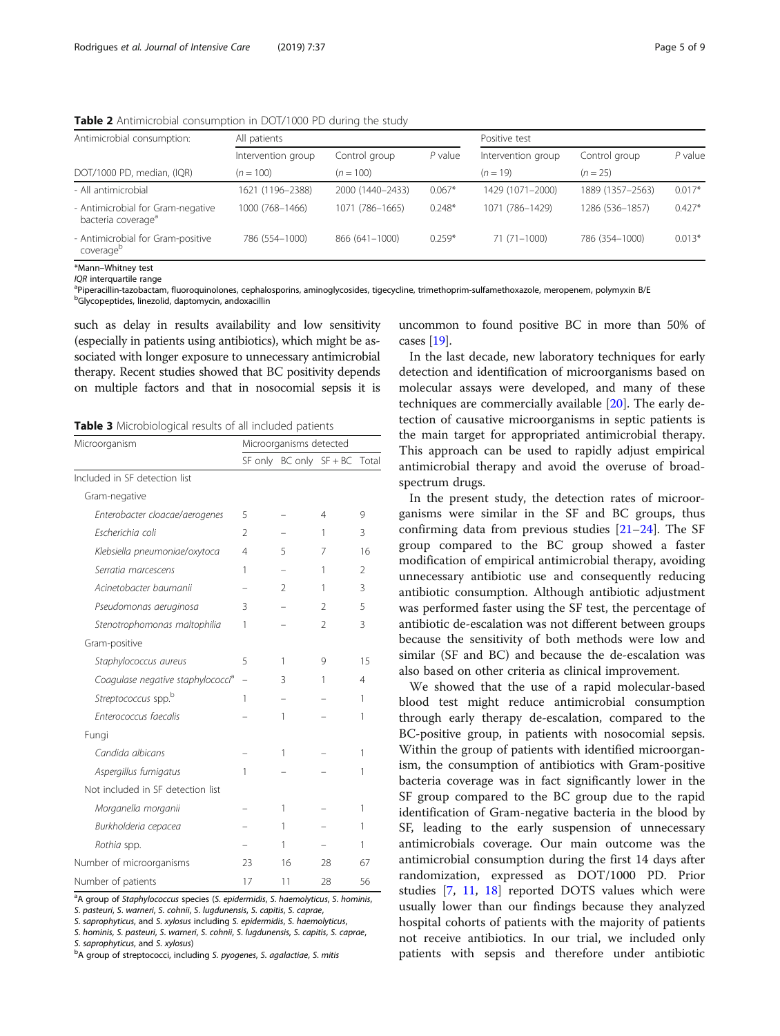**Table 2** Antimicrobial consumption in DOT/1000 PD during the study

| Antimicrobial consumption: | All patients | | | Positive test | | |
|---|---|---|---|---|---|---|
| | Intervention group | Control group | *P* value | Intervention group | Control group | *P* value |
| DOT/1000 PD, median, (IQR) | (*n* = 100) | (*n* = 100) | | (*n* = 19) | (*n* = 25) | |
| - All antimicrobial | 1621 (1196–2388) | 2000 (1440–2433) | 0.067* | 1429 (1071–2000) | 1889 (1357–2563) | 0.017* |
| - Antimicrobial for Gram-negative bacteria coverage[a] | 1000 (768–1466) | 1071 (786–1665) | 0.248* | 1071 (786–1429) | 1286 (536–1857) | 0.427* |
| - Antimicrobial for Gram-positive coverage[b] | 786 (554–1000) | 866 (641–1000) | 0.259* | 71 (71–1000) | 786 (354–1000) | 0.013* |

*Mann–Whitney test

*IQR* interquartile range

[a]Piperacillin-tazobactam, fluoroquinolones, cephalosporins, aminoglycosides, tigecycline, trimethoprim-sulfamethoxazole, meropenem, polymyxin B/E

[b]Glycopeptides, linezolid, daptomycin, andoxacillin

such as delay in results availability and low sensitivity (especially in patients using antibiotics), which might be associated with longer exposure to unnecessary antimicrobial therapy. Recent studies showed that BC positivity depends on multiple factors and that in nosocomial sepsis it is uncommon to found positive BC in more than 50% of cases [19].

**Table 3** Microbiological results of all included patients

| Microorganism | Microorganisms detected | | | |
|---|---|---|---|---|
| | SF only | BC only | SF + BC | Total |
| Included in SF detection list | | | | |
| Gram-negative | | | | |
| *Enterobacter cloacae/aerogenes* | 5 | – | 4 | 9 |
| *Escherichia coli* | 2 | – | 1 | 3 |
| *Klebsiella pneumoniae/oxytoca* | 4 | 5 | 7 | 16 |
| *Serratia marcescens* | 1 | – | 1 | 2 |
| *Acinetobacter baumanii* | – | 2 | 1 | 3 |
| *Pseudomonas aeruginosa* | 3 | – | 2 | 5 |
| *Stenotrophomonas maltophilia* | 1 | – | 2 | 3 |
| Gram-positive | | | | |
| *Staphylococcus aureus* | 5 | 1 | 9 | 15 |
| *Coagulase negative staphylococci*[a] | – | 3 | 1 | 4 |
| *Streptococcus* spp.[b] | 1 | – | – | 1 |
| *Enterococcus faecalis* | – | 1 | – | 1 |
| Fungi | | | | |
| *Candida albicans* | – | 1 | – | 1 |
| *Aspergillus fumigatus* | 1 | – | – | 1 |
| Not included in SF detection list | | | | |
| *Morganella morganii* | – | 1 | – | 1 |
| *Burkholderia cepacea* | – | 1 | – | 1 |
| *Rothia* spp. | – | 1 | – | 1 |
| Number of microorganisms | 23 | 16 | 28 | 67 |
| Number of patients | 17 | 11 | 28 | 56 |

[a]A group of *Staphylococcus* species (*S. epidermidis*, *S. haemolyticus*, *S. hominis*, *S. pasteuri*, *S. warneri*, *S. cohnii*, *S. lugdunensis*, *S. capitis*, *S. caprae*, *S. saprophyticus*, and *S. xylosus* including *S. epidermidis*, *S. haemolyticus*, *S. hominis*, *S. pasteuri*, *S. warneri*, *S. cohnii*, *S. lugdunensis*, *S. capitis*, *S. caprae*, *S. saprophyticus*, and *S. xylosus*)

[b]A group of streptococci, including *S. pyogenes*, *S. agalactiae*, *S. mitis*

In the last decade, new laboratory techniques for early detection and identification of microorganisms based on molecular assays were developed, and many of these techniques are commercially available [20]. The early detection of causative microorganisms in septic patients is the main target for appropriated antimicrobial therapy. This approach can be used to rapidly adjust empirical antimicrobial therapy and avoid the overuse of broad-spectrum drugs.

In the present study, the detection rates of microorganisms were similar in the SF and BC groups, thus confirming data from previous studies [21–24]. The SF group compared to the BC group showed a faster modification of empirical antimicrobial therapy, avoiding unnecessary antibiotic use and consequently reducing antibiotic consumption. Although antibiotic adjustment was performed faster using the SF test, the percentage of antibiotic de-escalation was not different between groups because the sensitivity of both methods were low and similar (SF and BC) and because the de-escalation was also based on other criteria as clinical improvement.

We showed that the use of a rapid molecular-based blood test might reduce antimicrobial consumption through early therapy de-escalation, compared to the BC-positive group, in patients with nosocomial sepsis. Within the group of patients with identified microorganism, the consumption of antibiotics with Gram-positive bacteria coverage was in fact significantly lower in the SF group compared to the BC group due to the rapid identification of Gram-negative bacteria in the blood by SF, leading to the early suspension of unnecessary antimicrobials coverage. Our main outcome was the antimicrobial consumption during the first 14 days after randomization, expressed as DOT/1000 PD. Prior studies [7, 11, 18] reported DOTS values which were usually lower than our findings because they analyzed hospital cohorts of patients with the majority of patients not receive antibiotics. In our trial, we included only patients with sepsis and therefore under antibiotic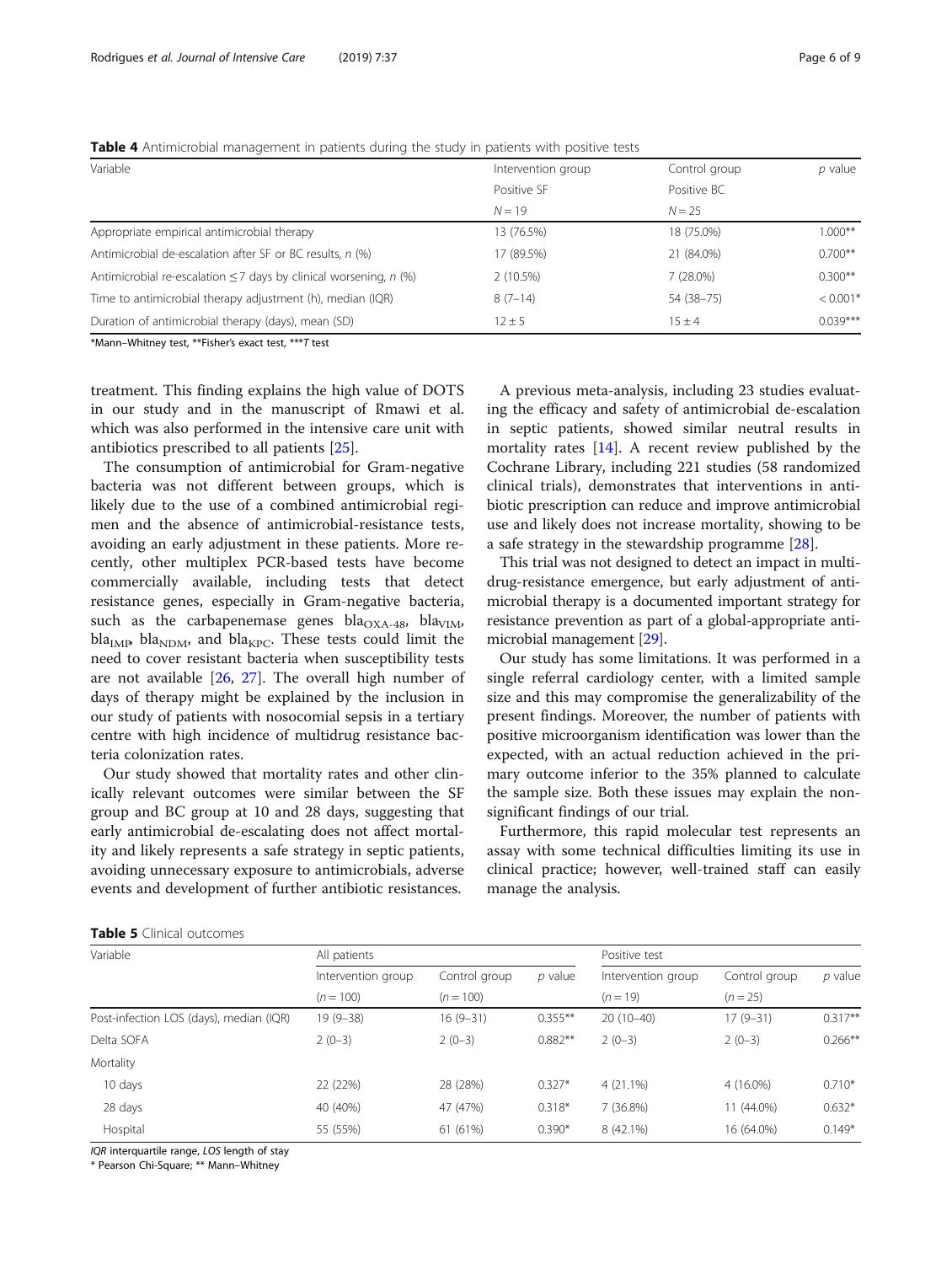**Table 4** Antimicrobial management in patients during the study in patients with positive tests

| Variable | Intervention group | Control group | *p* value |
|---|---|---|---|
| | Positive SF | Positive BC | |
| | *N* = 19 | *N* = 25 | |
| Appropriate empirical antimicrobial therapy | 13 (76.5%) | 18 (75.0%) | 1.000** |
| Antimicrobial de-escalation after SF or BC results, *n* (%) | 17 (89.5%) | 21 (84.0%) | 0.700** |
| Antimicrobial re-escalation ≤ 7 days by clinical worsening, *n* (%) | 2 (10.5%) | 7 (28.0%) | 0.300** |
| Time to antimicrobial therapy adjustment (h), median (IQR) | 8 (7–14) | 54 (38–75) | < 0.001* |
| Duration of antimicrobial therapy (days), mean (SD) | 12 ± 5 | 15 ± 4 | 0.039*** |

*Mann–Whitney test, **Fisher's exact test, ****T* test

treatment. This finding explains the high value of DOTS in our study and in the manuscript of Rmawi et al. which was also performed in the intensive care unit with antibiotics prescribed to all patients [25].

The consumption of antimicrobial for Gram-negative bacteria was not different between groups, which is likely due to the use of a combined antimicrobial regimen and the absence of antimicrobial-resistance tests, avoiding an early adjustment in these patients. More recently, other multiplex PCR-based tests have become commercially available, including tests that detect resistance genes, especially in Gram-negative bacteria, such as the carbapenemase genes $bla_{OXA-48}$, $bla_{VIM}$, $bla_{IMP}$, $bla_{NDM}$, and $bla_{KPC}$. These tests could limit the need to cover resistant bacteria when susceptibility tests are not available [26, 27]. The overall high number of days of therapy might be explained by the inclusion in our study of patients with nosocomial sepsis in a tertiary centre with high incidence of multidrug resistance bacteria colonization rates.

Our study showed that mortality rates and other clinically relevant outcomes were similar between the SF group and BC group at 10 and 28 days, suggesting that early antimicrobial de-escalating does not affect mortality and likely represents a safe strategy in septic patients, avoiding unnecessary exposure to antimicrobials, adverse events and development of further antibiotic resistances.

A previous meta-analysis, including 23 studies evaluating the efficacy and safety of antimicrobial de-escalation in septic patients, showed similar neutral results in mortality rates [14]. A recent review published by the Cochrane Library, including 221 studies (58 randomized clinical trials), demonstrates that interventions in antibiotic prescription can reduce and improve antimicrobial use and likely does not increase mortality, showing to be a safe strategy in the stewardship programme [28].

This trial was not designed to detect an impact in multidrug-resistance emergence, but early adjustment of antimicrobial therapy is a documented important strategy for resistance prevention as part of a global-appropriate antimicrobial management [29].

Our study has some limitations. It was performed in a single referral cardiology center, with a limited sample size and this may compromise the generalizability of the present findings. Moreover, the number of patients with positive microorganism identification was lower than the expected, with an actual reduction achieved in the primary outcome inferior to the 35% planned to calculate the sample size. Both these issues may explain the non-significant findings of our trial.

Furthermore, this rapid molecular test represents an assay with some technical difficulties limiting its use in clinical practice; however, well-trained staff can easily manage the analysis.

**Table 5** Clinical outcomes

| Variable | All patients | | | Positive test | | |
|---|---|---|---|---|---|---|
| | Intervention group | Control group | *p* value | Intervention group | Control group | *p* value |
| | (*n* = 100) | (*n* = 100) | | (*n* = 19) | (*n* = 25) | |
| Post-infection LOS (days), median (IQR) | 19 (9–38) | 16 (9–31) | 0.355** | 20 (10–40) | 17 (9–31) | 0.317** |
| Delta SOFA | 2 (0–3) | 2 (0–3) | 0.882** | 2 (0–3) | 2 (0–3) | 0.266** |
| Mortality | | | | | | |
| 10 days | 22 (22%) | 28 (28%) | 0.327* | 4 (21.1%) | 4 (16.0%) | 0.710* |
| 28 days | 40 (40%) | 47 (47%) | 0.318* | 7 (36.8%) | 11 (44.0%) | 0.632* |
| Hospital | 55 (55%) | 61 (61%) | 0.390* | 8 (42.1%) | 16 (64.0%) | 0.149* |

*IQR* interquartile range, *LOS* length of stay
\* Pearson Chi-Square; ** Mann–Whitney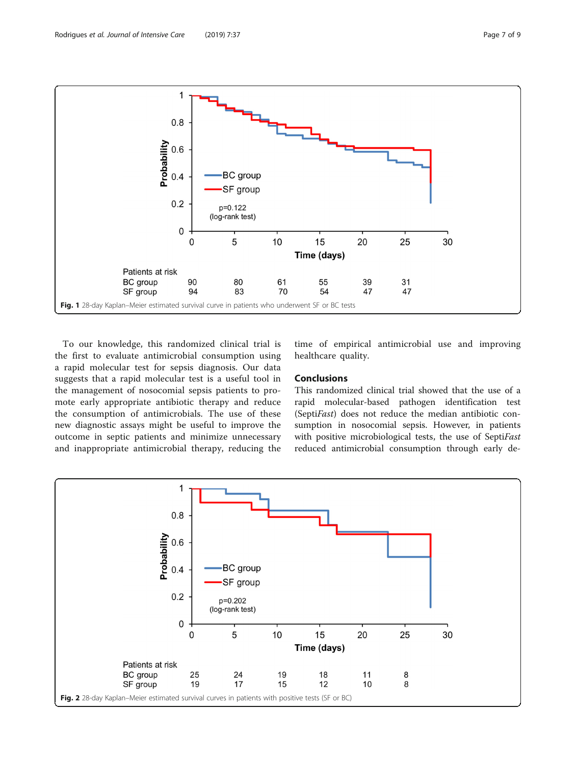Fig. 1 28-day Kaplan–Meier estimated survival curve in patients who underwent SF or BC tests

To our knowledge, this randomized clinical trial is the first to evaluate antimicrobial consumption using a rapid molecular test for sepsis diagnosis. Our data suggests that a rapid molecular test is a useful tool in the management of nosocomial sepsis patients to promote early appropriate antibiotic therapy and reduce the consumption of antimicrobials. The use of these new diagnostic assays might be useful to improve the outcome in septic patients and minimize unnecessary and inappropriate antimicrobial therapy, reducing the time of empirical antimicrobial use and improving healthcare quality.

## Conclusions

This randomized clinical trial showed that the use of a rapid molecular-based pathogen identification test (Septi*Fast*) does not reduce the median antibiotic consumption in nosocomial sepsis. However, in patients with positive microbiological tests, the use of Septi*Fast* reduced antimicrobial consumption through early de-

Fig. 2 28-day Kaplan–Meier estimated survival curves in patients with positive tests (SF or BC)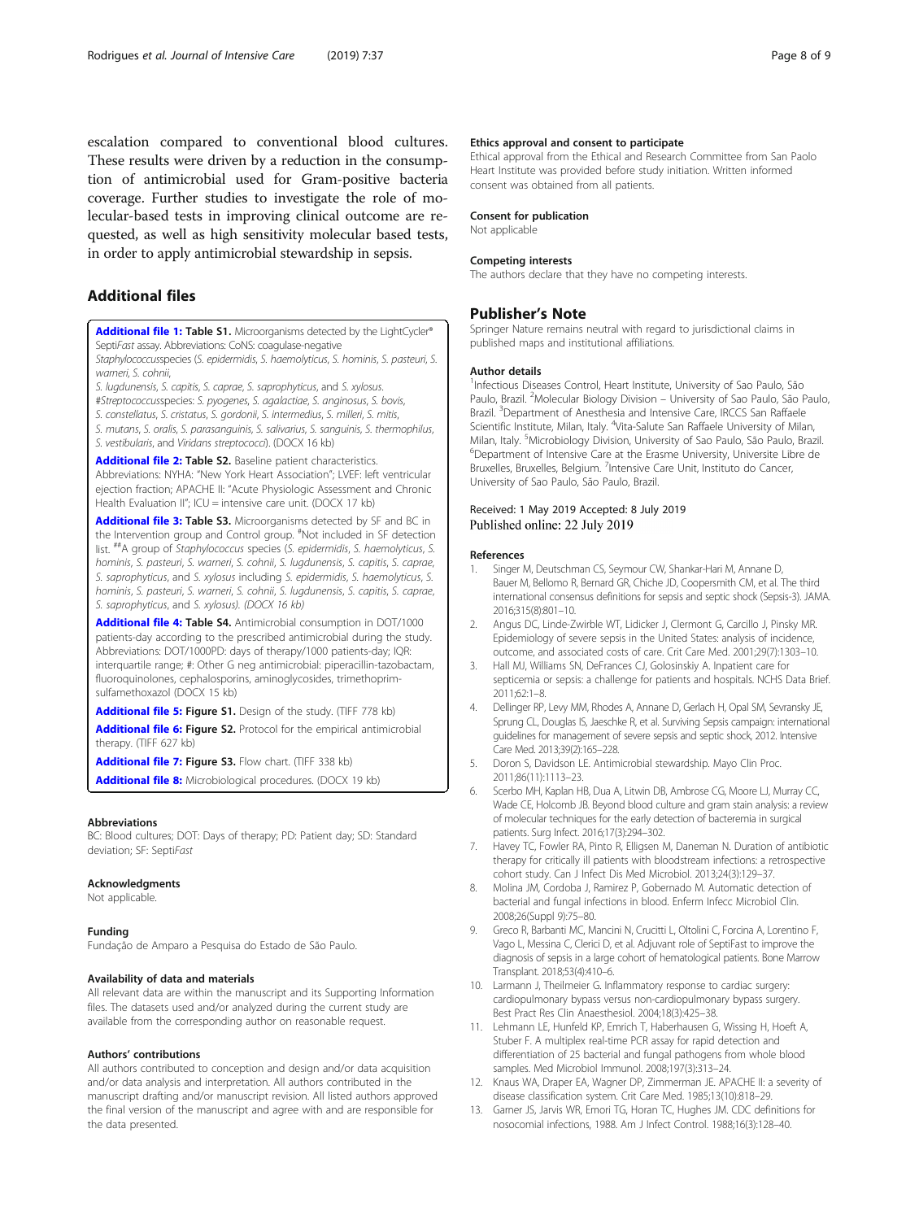escalation compared to conventional blood cultures. These results were driven by a reduction in the consumption of antimicrobial used for Gram-positive bacteria coverage. Further studies to investigate the role of molecular-based tests in improving clinical outcome are requested, as well as high sensitivity molecular based tests, in order to apply antimicrobial stewardship in sepsis.

## Additional files

**Additional file 1:** **Table S1.** Microorganisms detected by the LightCycler® Septi*Fast* assay. Abbreviations: CoNS: coagulase-negative *Staphylococcus*species (*S. epidermidis*, *S. haemolyticus*, *S. hominis*, *S. pasteuri*, *S. warneri*, *S. cohnii*, *S. lugdunensis*, *S. capitis*, *S. caprae*, *S. saprophyticus*, and *S. xylosus*. #*Streptococcus*species: *S. pyogenes*, *S. agalactiae*, *S. anginosus*, *S. bovis*, *S. constellatus*, *S. cristatus*, *S. gordonii*, *S. intermedius*, *S. milleri*, *S. mitis*, *S. mutans*, *S. oralis*, *S. parasanguinis*, *S. salivarius*, *S. sanguinis*, *S. thermophilus*, *S. vestibularis*, and *Viridans streptococci*). (DOCX 16 kb)

**Additional file 2:** **Table S2.** Baseline patient characteristics. Abbreviations: NYHA: "New York Heart Association"; LVEF: left ventricular ejection fraction; APACHE II: "Acute Physiologic Assessment and Chronic Health Evaluation II"; ICU = intensive care unit. (DOCX 17 kb)

**Additional file 3:** **Table S3.** Microorganisms detected by SF and BC in the Intervention group and Control group. #Not included in SF detection list. ##A group of *Staphylococcus* species (*S. epidermidis*, *S. haemolyticus*, *S. hominis*, *S. pasteuri*, *S. warneri*, *S. cohnii*, *S. lugdunensis*, *S. capitis*, *S. caprae*, *S. saprophyticus*, and *S. xylosus* including *S. epidermidis*, *S. haemolyticus*, *S. hominis*, *S. pasteuri*, *S. warneri*, *S. cohnii*, *S. lugdunensis*, *S. capitis*, *S. caprae*, *S. saprophyticus*, and *S. xylosus*). *(DOCX 16 kb)*

**Additional file 4:** **Table S4.** Antimicrobial consumption in DOT/1000 patients-day according to the prescribed antimicrobial during the study. Abbreviations: DOT/1000PD: days of therapy/1000 patients-day; IQR: interquartile range; #: Other G neg antimicrobial: piperacillin-tazobactam, fluoroquinolones, cephalosporins, aminoglycosides, trimethoprim-sulfamethoxazol (DOCX 15 kb)

**Additional file 5:** **Figure S1.** Design of the study. (TIFF 778 kb)

**Additional file 6:** **Figure S2.** Protocol for the empirical antimicrobial therapy. (TIFF 627 kb)

**Additional file 7:** **Figure S3.** Flow chart. (TIFF 338 kb)

**Additional file 8:** Microbiological procedures. (DOCX 19 kb)

### Abbreviations

BC: Blood cultures; DOT: Days of therapy; PD: Patient day; SD: Standard deviation; SF: Septi*Fast*

### Acknowledgments

Not applicable.

### Funding

Fundação de Amparo a Pesquisa do Estado de São Paulo.

### Availability of data and materials

All relevant data are within the manuscript and its Supporting Information files. The datasets used and/or analyzed during the current study are available from the corresponding author on reasonable request.

### Authors' contributions

All authors contributed to conception and design and/or data acquisition and/or data analysis and interpretation. All authors contributed in the manuscript drafting and/or manuscript revision. All listed authors approved the final version of the manuscript and agree with and are responsible for the data presented.

### Ethics approval and consent to participate

Ethical approval from the Ethical and Research Committee from San Paolo Heart Institute was provided before study initiation. Written informed consent was obtained from all patients.

### Consent for publication

Not applicable

### Competing interests

The authors declare that they have no competing interests.

## Publisher's Note

Springer Nature remains neutral with regard to jurisdictional claims in published maps and institutional affiliations.

### Author details

[1]Infectious Diseases Control, Heart Institute, University of Sao Paulo, São Paulo, Brazil. [2]Molecular Biology Division – University of Sao Paulo, São Paulo, Brazil. [3]Department of Anesthesia and Intensive Care, IRCCS San Raffaele Scientific Institute, Milan, Italy. [4]Vita-Salute San Raffaele University of Milan, Milan, Italy. [5]Microbiology Division, University of Sao Paulo, São Paulo, Brazil. [6]Department of Intensive Care at the Erasme University, Universite Libre de Bruxelles, Bruxelles, Belgium. [7]Intensive Care Unit, Instituto do Cancer, University of Sao Paulo, São Paulo, Brazil.

Received: 1 May 2019 Accepted: 8 July 2019
Published online: 22 July 2019

### References

1. Singer M, Deutschman CS, Seymour CW, Shankar-Hari M, Annane D, Bauer M, Bellomo R, Bernard GR, Chiche JD, Coopersmith CM, et al. The third international consensus definitions for sepsis and septic shock (Sepsis-3). JAMA. 2016;315(8):801–10.
2. Angus DC, Linde-Zwirble WT, Lidicker J, Clermont G, Carcillo J, Pinsky MR. Epidemiology of severe sepsis in the United States: analysis of incidence, outcome, and associated costs of care. Crit Care Med. 2001;29(7):1303–10.
3. Hall MJ, Williams SN, DeFrances CJ, Golosinskiy A. Inpatient care for septicemia or sepsis: a challenge for patients and hospitals. NCHS Data Brief. 2011;62:1–8.
4. Dellinger RP, Levy MM, Rhodes A, Annane D, Gerlach H, Opal SM, Sevransky JE, Sprung CL, Douglas IS, Jaeschke R, et al. Surviving Sepsis campaign: international guidelines for management of severe sepsis and septic shock, 2012. Intensive Care Med. 2013;39(2):165–228.
5. Doron S, Davidson LE. Antimicrobial stewardship. Mayo Clin Proc. 2011;86(11):1113–23.
6. Scerbo MH, Kaplan HB, Dua A, Litwin DB, Ambrose CG, Moore LJ, Murray CC, Wade CE, Holcomb JB. Beyond blood culture and gram stain analysis: a review of molecular techniques for the early detection of bacteremia in surgical patients. Surg Infect. 2016;17(3):294–302.
7. Havey TC, Fowler RA, Pinto R, Elligsen M, Daneman N. Duration of antibiotic therapy for critically ill patients with bloodstream infections: a retrospective cohort study. Can J Infect Dis Med Microbiol. 2013;24(3):129–37.
8. Molina JM, Cordoba J, Ramirez P, Gobernado M. Automatic detection of bacterial and fungal infections in blood. Enferm Infecc Microbiol Clin. 2008;26(Suppl 9):75–80.
9. Greco R, Barbanti MC, Mancini N, Crucitti L, Oltolini C, Forcina A, Lorentino F, Vago L, Messina C, Clerici D, et al. Adjuvant role of SeptiFast to improve the diagnosis of sepsis in a large cohort of hematological patients. Bone Marrow Transplant. 2018;53(4):410–6.
10. Larmann J, Theilmeier G. Inflammatory response to cardiac surgery: cardiopulmonary bypass versus non-cardiopulmonary bypass surgery. Best Pract Res Clin Anaesthesiol. 2004;18(3):425–38.
11. Lehmann LE, Hunfeld KP, Emrich T, Haberhausen G, Wissing H, Hoeft A, Stuber F. A multiplex real-time PCR assay for rapid detection and differentiation of 25 bacterial and fungal pathogens from whole blood samples. Med Microbiol Immunol. 2008;197(3):313–24.
12. Knaus WA, Draper EA, Wagner DP, Zimmerman JE. APACHE II: a severity of disease classification system. Crit Care Med. 1985;13(10):818–29.
13. Garner JS, Jarvis WR, Emori TG, Horan TC, Hughes JM. CDC definitions for nosocomial infections, 1988. Am J Infect Control. 1988;16(3):128–40.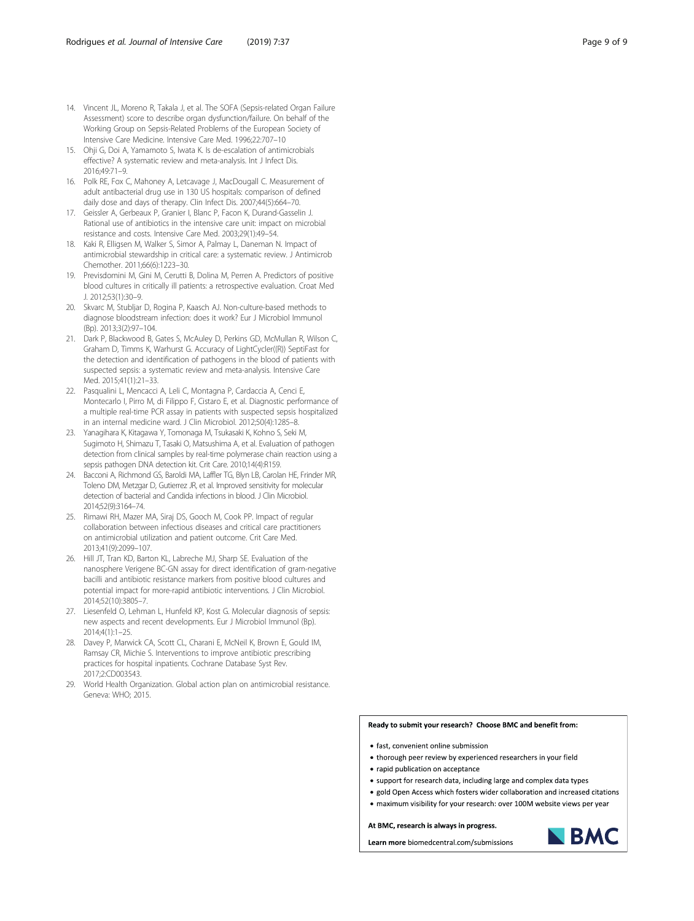14. Vincent JL, Moreno R, Takala J, et al. The SOFA (Sepsis-related Organ Failure Assessment) score to describe organ dysfunction/failure. On behalf of the Working Group on Sepsis-Related Problems of the European Society of Intensive Care Medicine. Intensive Care Med. 1996;22:707–10
15. Ohji G, Doi A, Yamamoto S, Iwata K. Is de-escalation of antimicrobials effective? A systematic review and meta-analysis. Int J Infect Dis. 2016;49:71–9.
16. Polk RE, Fox C, Mahoney A, Letcavage J, MacDougall C. Measurement of adult antibacterial drug use in 130 US hospitals: comparison of defined daily dose and days of therapy. Clin Infect Dis. 2007;44(5):664–70.
17. Geissler A, Gerbeaux P, Granier I, Blanc P, Facon K, Durand-Gasselin J. Rational use of antibiotics in the intensive care unit: impact on microbial resistance and costs. Intensive Care Med. 2003;29(1):49–54.
18. Kaki R, Elligsen M, Walker S, Simor A, Palmay L, Daneman N. Impact of antimicrobial stewardship in critical care: a systematic review. J Antimicrob Chemother. 2011;66(6):1223–30.
19. Previsdomini M, Gini M, Cerutti B, Dolina M, Perren A. Predictors of positive blood cultures in critically ill patients: a retrospective evaluation. Croat Med J. 2012;53(1):30–9.
20. Skvarc M, Stubljar D, Rogina P, Kaasch AJ. Non-culture-based methods to diagnose bloodstream infection: does it work? Eur J Microbiol Immunol (Bp). 2013;3(2):97–104.
21. Dark P, Blackwood B, Gates S, McAuley D, Perkins GD, McMullan R, Wilson C, Graham D, Timms K, Warhurst G. Accuracy of LightCycler((R)) SeptiFast for the detection and identification of pathogens in the blood of patients with suspected sepsis: a systematic review and meta-analysis. Intensive Care Med. 2015;41(1):21–33.
22. Pasqualini L, Mencacci A, Leli C, Montagna P, Cardaccia A, Cenci E, Montecarlo I, Pirro M, di Filippo F, Cistaro E, et al. Diagnostic performance of a multiple real-time PCR assay in patients with suspected sepsis hospitalized in an internal medicine ward. J Clin Microbiol. 2012;50(4):1285–8.
23. Yanagihara K, Kitagawa Y, Tomonaga M, Tsukasaki K, Kohno S, Seki M, Sugimoto H, Shimazu T, Tasaki O, Matsushima A, et al. Evaluation of pathogen detection from clinical samples by real-time polymerase chain reaction using a sepsis pathogen DNA detection kit. Crit Care. 2010;14(4):R159.
24. Bacconi A, Richmond GS, Baroldi MA, Laffler TG, Blyn LB, Carolan HE, Frinder MR, Toleno DM, Metzgar D, Gutierrez JR, et al. Improved sensitivity for molecular detection of bacterial and Candida infections in blood. J Clin Microbiol. 2014;52(9):3164–74.
25. Rimawi RH, Mazer MA, Siraj DS, Gooch M, Cook PP. Impact of regular collaboration between infectious diseases and critical care practitioners on antimicrobial utilization and patient outcome. Crit Care Med. 2013;41(9):2099–107.
26. Hill JT, Tran KD, Barton KL, Labreche MJ, Sharp SE. Evaluation of the nanosphere Verigene BC-GN assay for direct identification of gram-negative bacilli and antibiotic resistance markers from positive blood cultures and potential impact for more-rapid antibiotic interventions. J Clin Microbiol. 2014;52(10):3805–7.
27. Liesenfeld O, Lehman L, Hunfeld KP, Kost G. Molecular diagnosis of sepsis: new aspects and recent developments. Eur J Microbiol Immunol (Bp). 2014;4(1):1–25.
28. Davey P, Marwick CA, Scott CL, Charani E, McNeil K, Brown E, Gould IM, Ramsay CR, Michie S. Interventions to improve antibiotic prescribing practices for hospital inpatients. Cochrane Database Syst Rev. 2017;2:CD003543.
29. World Health Organization. Global action plan on antimicrobial resistance. Geneva: WHO; 2015.

**Ready to submit your research? Choose BMC and benefit from:**

- fast, convenient online submission
- thorough peer review by experienced researchers in your field
- rapid publication on acceptance
- support for research data, including large and complex data types
- gold Open Access which fosters wider collaboration and increased citations
- maximum visibility for your research: over 100M website views per year

**At BMC, research is always in progress.**

**Learn more** biomedcentral.com/submissions

BMC